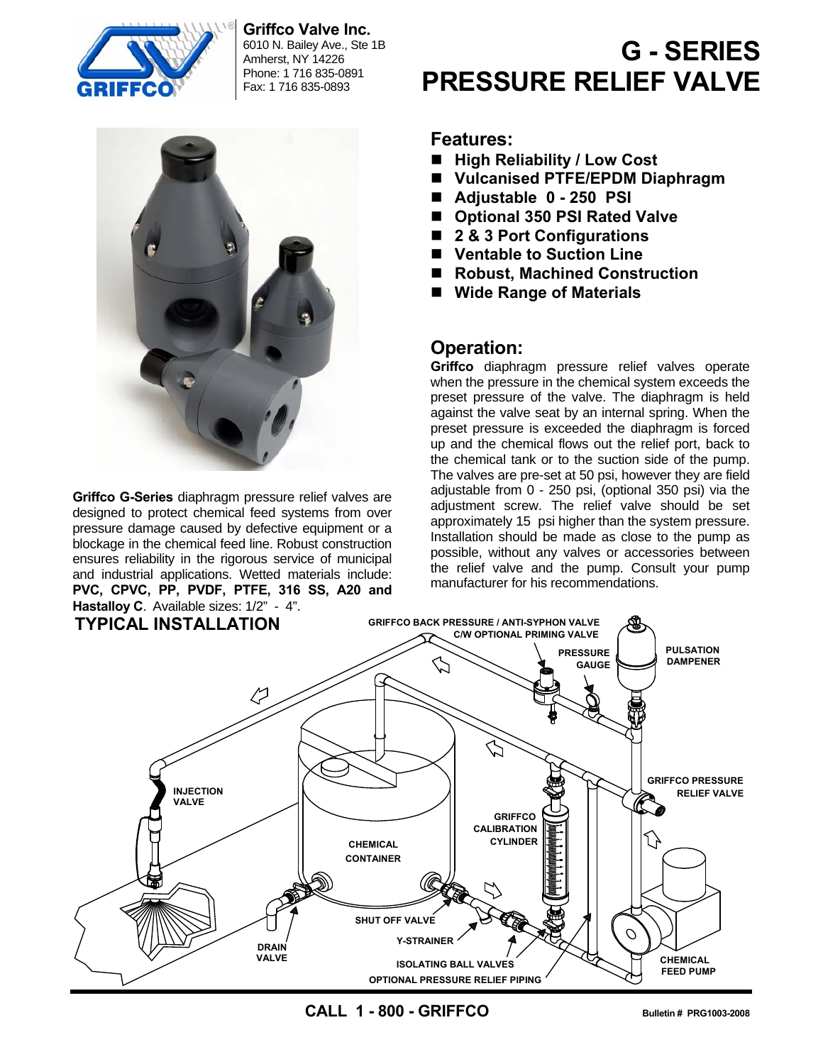**Griffco Valve Inc.**
6010 N. Bailey Ave., Ste 1B
Amherst, NY 14226
Phone: 1 716 835-0891
Fax: 1 716 835-0893

# G - SERIES PRESSURE RELIEF VALVE

**Griffco G-Series** diaphragm pressure relief valves are designed to protect chemical feed systems from over pressure damage caused by defective equipment or a blockage in the chemical feed line. Robust construction ensures reliability in the rigorous service of municipal and industrial applications. Wetted materials include: **PVC, CPVC, PP, PVDF, PTFE, 316 SS, A20 and Hastalloy C**. Available sizes: 1/2" - 4".

## Features:

- **High Reliability / Low Cost**
- **Vulcanised PTFE/EPDM Diaphragm**
- **Adjustable 0 - 250 PSI**
- **Optional 350 PSI Rated Valve**
- **2 & 3 Port Configurations**
- **Ventable to Suction Line**
- **Robust, Machined Construction**
- **Wide Range of Materials**

## Operation:

**Griffco** diaphragm pressure relief valves operate when the pressure in the chemical system exceeds the preset pressure of the valve. The diaphragm is held against the valve seat by an internal spring. When the preset pressure is exceeded the diaphragm is forced up and the chemical flows out the relief port, back to the chemical tank or to the suction side of the pump. The valves are pre-set at 50 psi, however they are field adjustable from 0 - 250 psi, (optional 350 psi) via the adjustment screw. The relief valve should be set approximately 15 psi higher than the system pressure. Installation should be made as close to the pump as possible, without any valves or accessories between the relief valve and the pump. Consult your pump manufacturer for his recommendations.

## TYPICAL INSTALLATION

GRIFFCO BACK PRESSURE / ANTI-SYPHON VALVE C/W OPTIONAL PRIMING VALVE

PRESSURE GAUGE

PULSATION DAMPENER

INJECTION VALVE

GRIFFCO PRESSURE RELIEF VALVE

GRIFFCO CALIBRATION CYLINDER

CHEMICAL CONTAINER

SHUT OFF VALVE

Y-STRAINER

DRAIN VALVE

ISOLATING BALL VALVES

OPTIONAL PRESSURE RELIEF PIPING

CHEMICAL FEED PUMP

**CALL 1 - 800 - GRIFFCO**

Bulletin # PRG1003-2008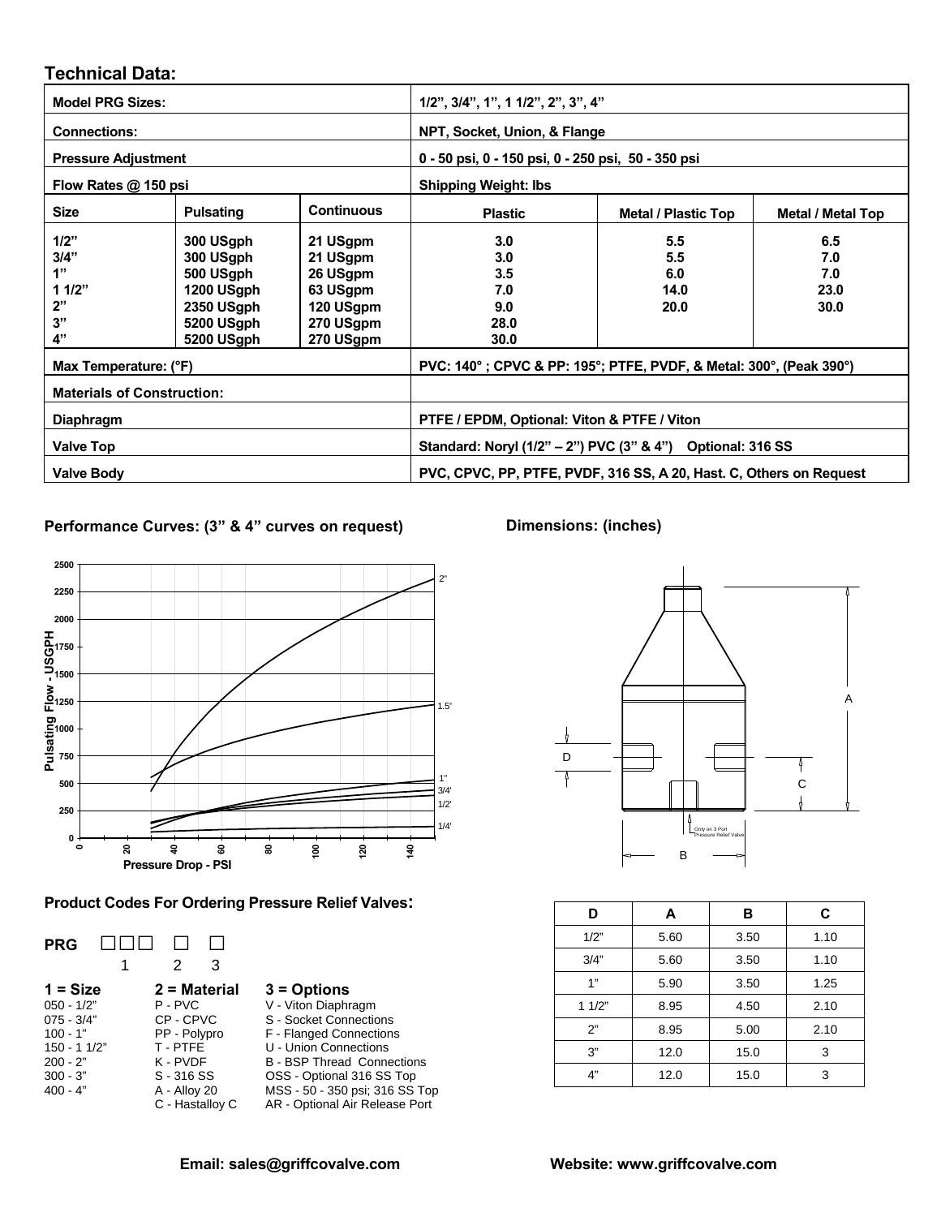## Technical Data:

| | | | | | |
|---|---|---|---|---|---|
| **Model PRG Sizes:** | | | **1/2", 3/4", 1", 1 1/2", 2", 3", 4"** | | |
| **Connections:** | | | **NPT, Socket, Union, & Flange** | | |
| **Pressure Adjustment** | | | **0 - 50 psi, 0 - 150 psi, 0 - 250 psi, 50 - 350 psi** | | |
| **Flow Rates @ 150 psi** | | | **Shipping Weight: lbs** | | |
| **Size** | **Pulsating** | **Continuous** | **Plastic** | **Metal / Plastic Top** | **Metal / Metal Top** |
| **1/2"** | **300 USgph** | **21 USgpm** | **3.0** | **5.5** | **6.5** |
| **3/4"** | **300 USgph** | **21 USgpm** | **3.0** | **5.5** | **7.0** |
| **1"** | **500 USgph** | **26 USgpm** | **3.5** | **6.0** | **7.0** |
| **1 1/2"** | **1200 USgph** | **63 USgpm** | **7.0** | **14.0** | **23.0** |
| **2"** | **2350 USgph** | **120 USgpm** | **9.0** | **20.0** | **30.0** |
| **3"** | **5200 USgph** | **270 USgpm** | **28.0** | | |
| **4"** | **5200 USgph** | **270 USgpm** | **30.0** | | |
| **Max Temperature: (°F)** | | | **PVC: 140° ; CPVC & PP: 195°; PTFE, PVDF, & Metal: 300°, (Peak 390°)** | | |
| **Materials of Construction:** | | | | | |
| **Diaphragm** | | | **PTFE / EPDM, Optional: Viton & PTFE / Viton** | | |
| **Valve Top** | | | **Standard: Noryl (1/2" – 2") PVC (3" & 4") Optional: 316 SS** | | |
| **Valve Body** | | | **PVC, CPVC, PP, PTFE, PVDF, 316 SS, A 20, Hast. C, Others on Request** | | |

### Performance Curves: (3" & 4" curves on request)

Pulsating Flow - USGPH

2500
2250
2000
1750
1500
1250
1000
750
500
250
0

0 20 40 60 80 100 120 140

Pressure Drop - PSI

2"
1.5"
1"
3/4'
1/2'
1/4'

### Dimensions: (inches)

A
B
C
D

Only on 3 Port Pressure Relief Valve

| D | A | B | C |
|---|---|---|---|
| 1/2" | 5.60 | 3.50 | 1.10 |
| 3/4" | 5.60 | 3.50 | 1.10 |
| 1" | 5.90 | 3.50 | 1.25 |
| 1 1/2" | 8.95 | 4.50 | 2.10 |
| 2" | 8.95 | 5.00 | 2.10 |
| 3" | 12.0 | 15.0 | 3 |
| 4" | 12.0 | 15.0 | 3 |

### Product Codes For Ordering Pressure Relief Valves:

**PRG** □□□ □ □
1 2 3

**1 = Size**
- 050 - 1/2"
- 075 - 3/4"
- 100 - 1"
- 150 - 1 1/2"
- 200 - 2"
- 300 - 3"
- 400 - 4"

**2 = Material**
- P - PVC
- CP - CPVC
- PP - Polypro
- T - PTFE
- K - PVDF
- S - 316 SS
- A - Alloy 20
- C - Hastalloy C

**3 = Options**
- V - Viton Diaphragm
- S - Socket Connections
- F - Flanged Connections
- U - Union Connections
- B - BSP Thread Connections
- OSS - Optional 316 SS Top
- MSS - 50 - 350 psi; 316 SS Top
- AR - Optional Air Release Port

**Email: sales@griffcovalve.com** **Website: www.griffcovalve.com**